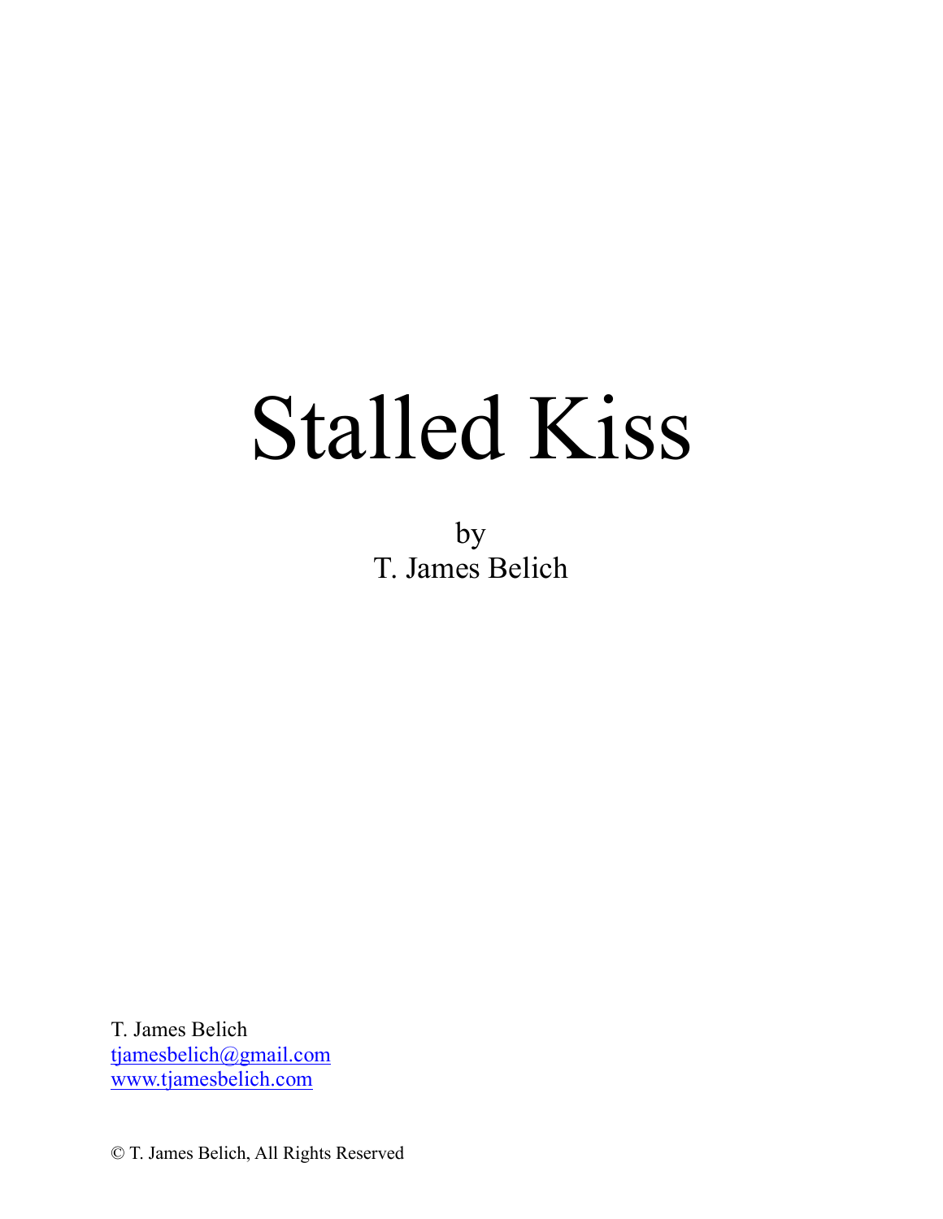# Stalled Kiss

by
T. James Belich

T. James Belich
tjamesbelich@gmail.com
www.tjamesbelich.com

© T. James Belich, All Rights Reserved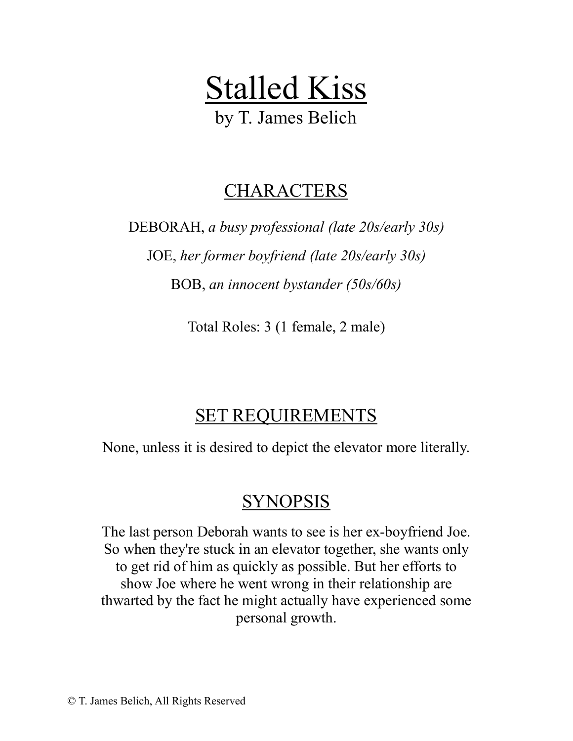# Stalled Kiss

by T. James Belich

## CHARACTERS

DEBORAH, *a busy professional (late 20s/early 30s)*

JOE, *her former boyfriend (late 20s/early 30s)*

BOB, *an innocent bystander (50s/60s)*

Total Roles: 3 (1 female, 2 male)

## SET REQUIREMENTS

None, unless it is desired to depict the elevator more literally.

## SYNOPSIS

The last person Deborah wants to see is her ex-boyfriend Joe. So when they're stuck in an elevator together, she wants only to get rid of him as quickly as possible. But her efforts to show Joe where he went wrong in their relationship are thwarted by the fact he might actually have experienced some personal growth.

© T. James Belich, All Rights Reserved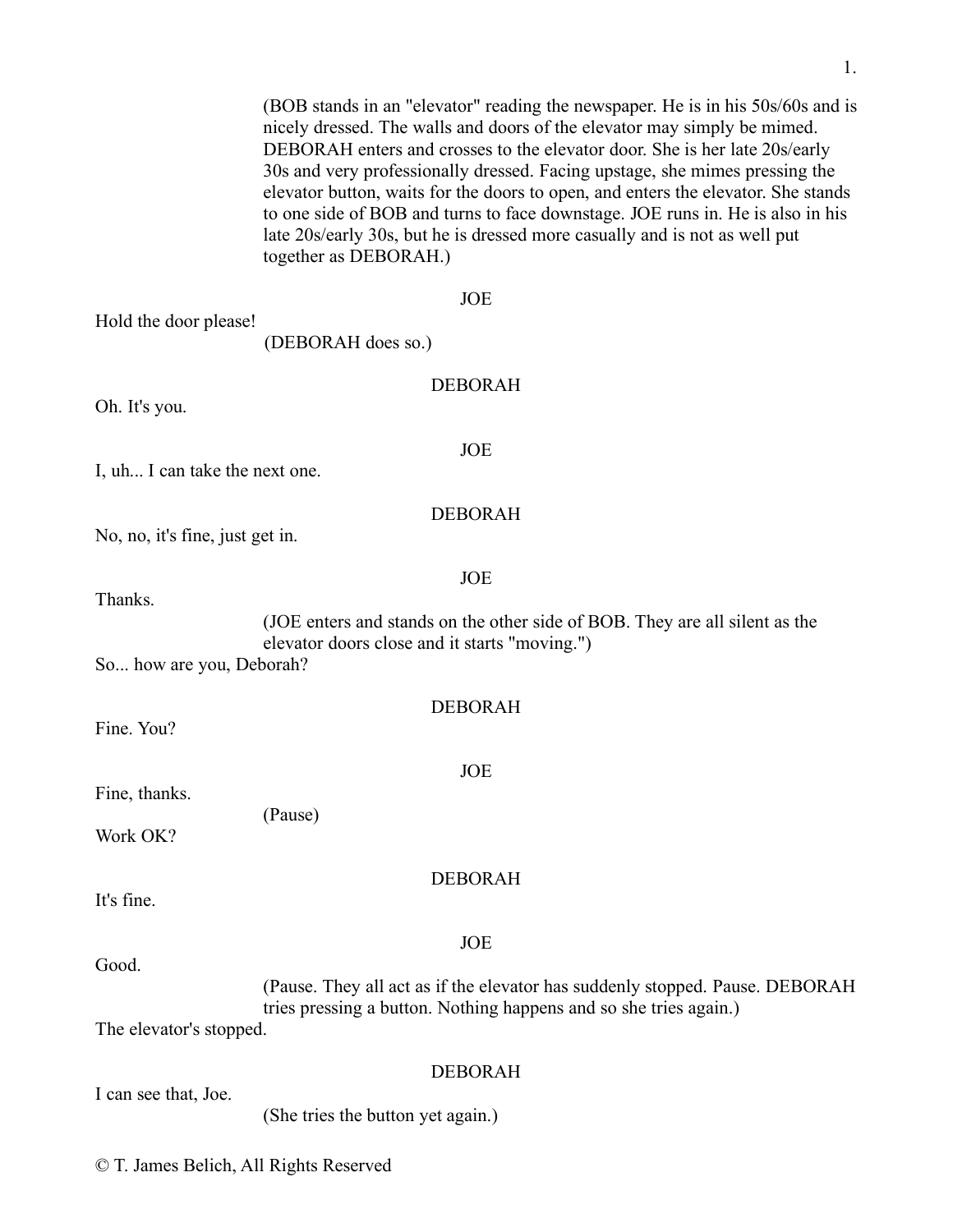(BOB stands in an "elevator" reading the newspaper. He is in his 50s/60s and is nicely dressed. The walls and doors of the elevator may simply be mimed. DEBORAH enters and crosses to the elevator door. She is her late 20s/early 30s and very professionally dressed. Facing upstage, she mimes pressing the elevator button, waits for the doors to open, and enters the elevator. She stands to one side of BOB and turns to face downstage. JOE runs in. He is also in his late 20s/early 30s, but he is dressed more casually and is not as well put together as DEBORAH.)

JOE

Hold the door please!

(DEBORAH does so.)

DEBORAH

Oh. It's you.

JOE

I, uh... I can take the next one.

DEBORAH

No, no, it's fine, just get in.

JOE

Thanks.

(JOE enters and stands on the other side of BOB. They are all silent as the elevator doors close and it starts "moving.")

So... how are you, Deborah?

DEBORAH

Fine. You?

JOE

Fine, thanks.

(Pause)

Work OK?

DEBORAH

It's fine.

JOE

Good.

(Pause. They all act as if the elevator has suddenly stopped. Pause. DEBORAH tries pressing a button. Nothing happens and so she tries again.)

The elevator's stopped.

DEBORAH

I can see that, Joe.

(She tries the button yet again.)

© T. James Belich, All Rights Reserved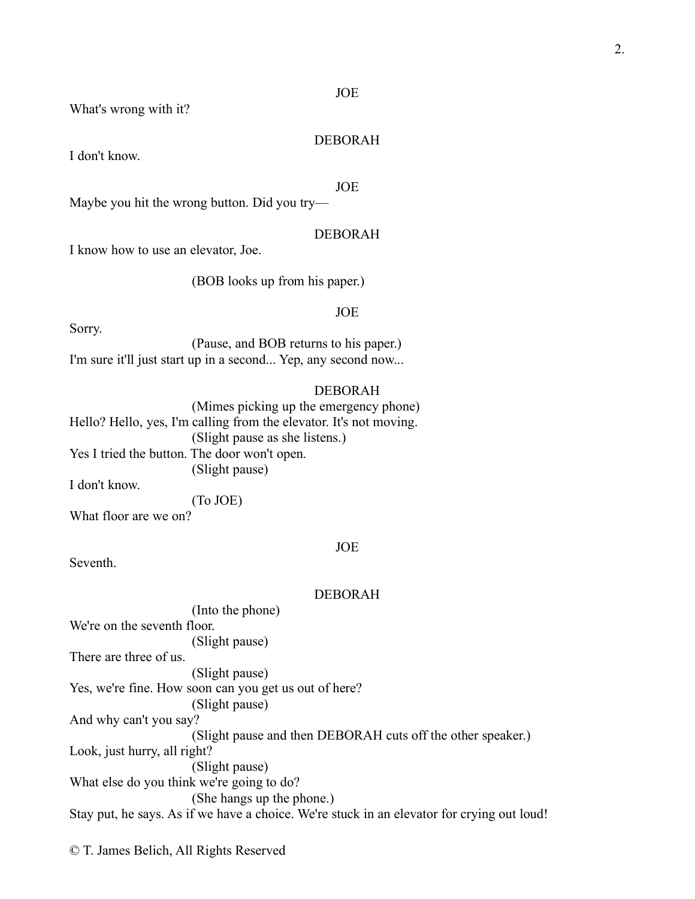JOE

What's wrong with it?

DEBORAH

I don't know.

JOE

Maybe you hit the wrong button. Did you try—

DEBORAH

I know how to use an elevator, Joe.

(BOB looks up from his paper.)

JOE

Sorry.

(Pause, and BOB returns to his paper.)

I'm sure it'll just start up in a second... Yep, any second now...

DEBORAH

(Mimes picking up the emergency phone)

Hello? Hello, yes, I'm calling from the elevator. It's not moving.

(Slight pause as she listens.)

Yes I tried the button. The door won't open.

(Slight pause)

I don't know.

(To JOE)

What floor are we on?

JOE

Seventh.

DEBORAH

(Into the phone)

We're on the seventh floor.

(Slight pause)

There are three of us.

(Slight pause)

Yes, we're fine. How soon can you get us out of here?

(Slight pause)

And why can't you say?

(Slight pause and then DEBORAH cuts off the other speaker.)

Look, just hurry, all right?

(Slight pause)

What else do you think we're going to do?

(She hangs up the phone.)

Stay put, he says. As if we have a choice. We're stuck in an elevator for crying out loud!

© T. James Belich, All Rights Reserved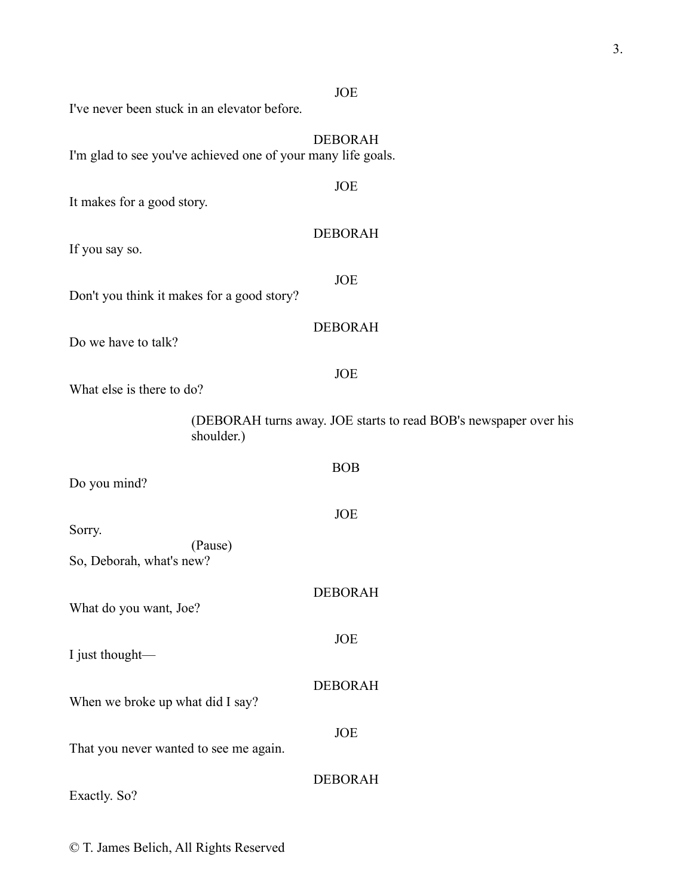JOE

I've never been stuck in an elevator before.

DEBORAH

I'm glad to see you've achieved one of your many life goals.

JOE

It makes for a good story.

DEBORAH

If you say so.

JOE

Don't you think it makes for a good story?

DEBORAH

Do we have to talk?

JOE

What else is there to do?

(DEBORAH turns away. JOE starts to read BOB's newspaper over his shoulder.)

BOB

Do you mind?

JOE

Sorry.

(Pause)

So, Deborah, what's new?

DEBORAH

What do you want, Joe?

JOE

I just thought—

DEBORAH

When we broke up what did I say?

JOE

That you never wanted to see me again.

DEBORAH

Exactly. So?

© T. James Belich, All Rights Reserved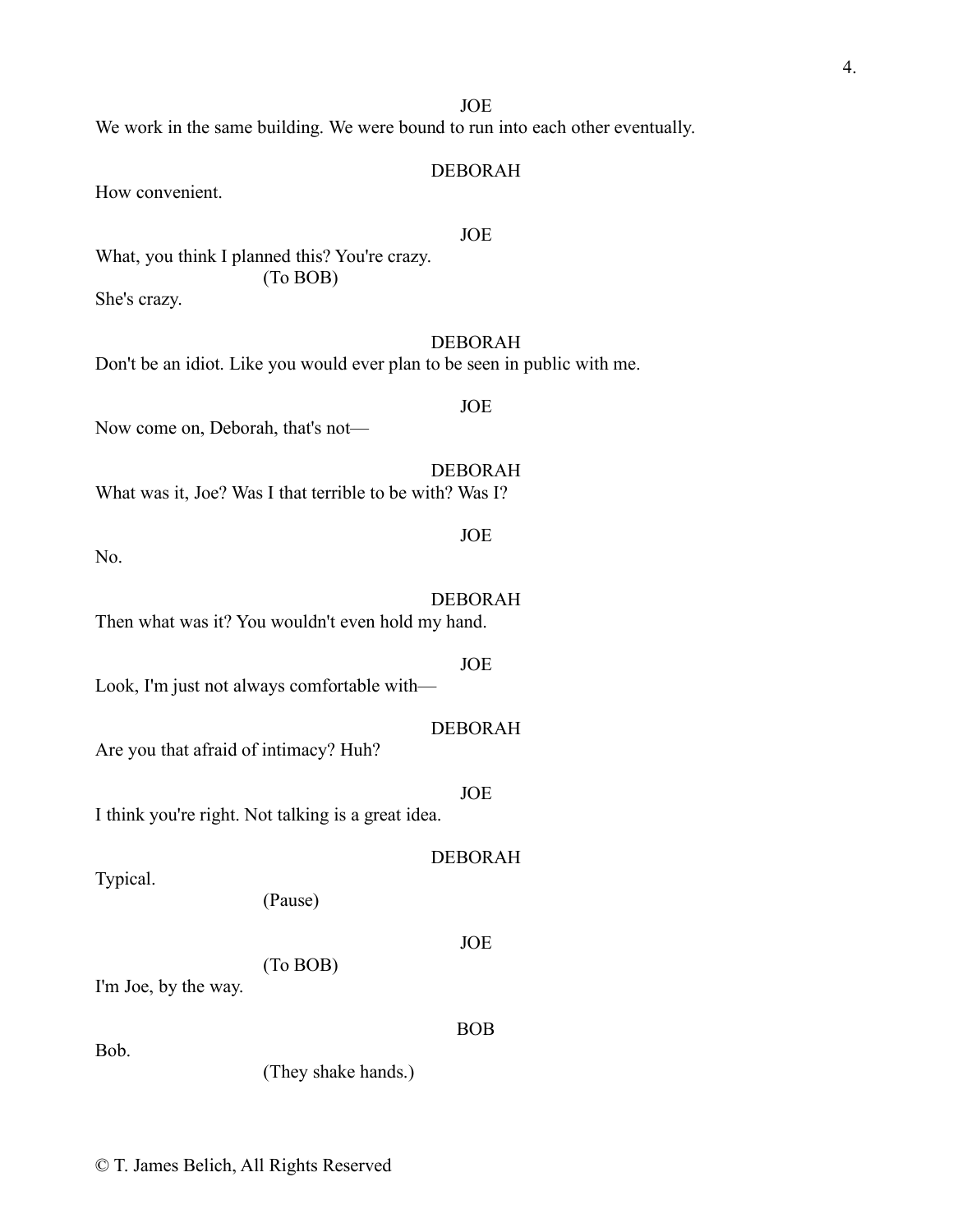JOE

We work in the same building. We were bound to run into each other eventually.

DEBORAH

How convenient.

JOE

What, you think I planned this? You're crazy.

(To BOB)

She's crazy.

DEBORAH

Don't be an idiot. Like you would ever plan to be seen in public with me.

JOE

Now come on, Deborah, that's not—

DEBORAH

What was it, Joe? Was I that terrible to be with? Was I?

JOE

No.

DEBORAH

Then what was it? You wouldn't even hold my hand.

JOE

Look, I'm just not always comfortable with—

DEBORAH

Are you that afraid of intimacy? Huh?

JOE

I think you're right. Not talking is a great idea.

DEBORAH

Typical.

(Pause)

JOE

(To BOB)

I'm Joe, by the way.

BOB

Bob.

(They shake hands.)

© T. James Belich, All Rights Reserved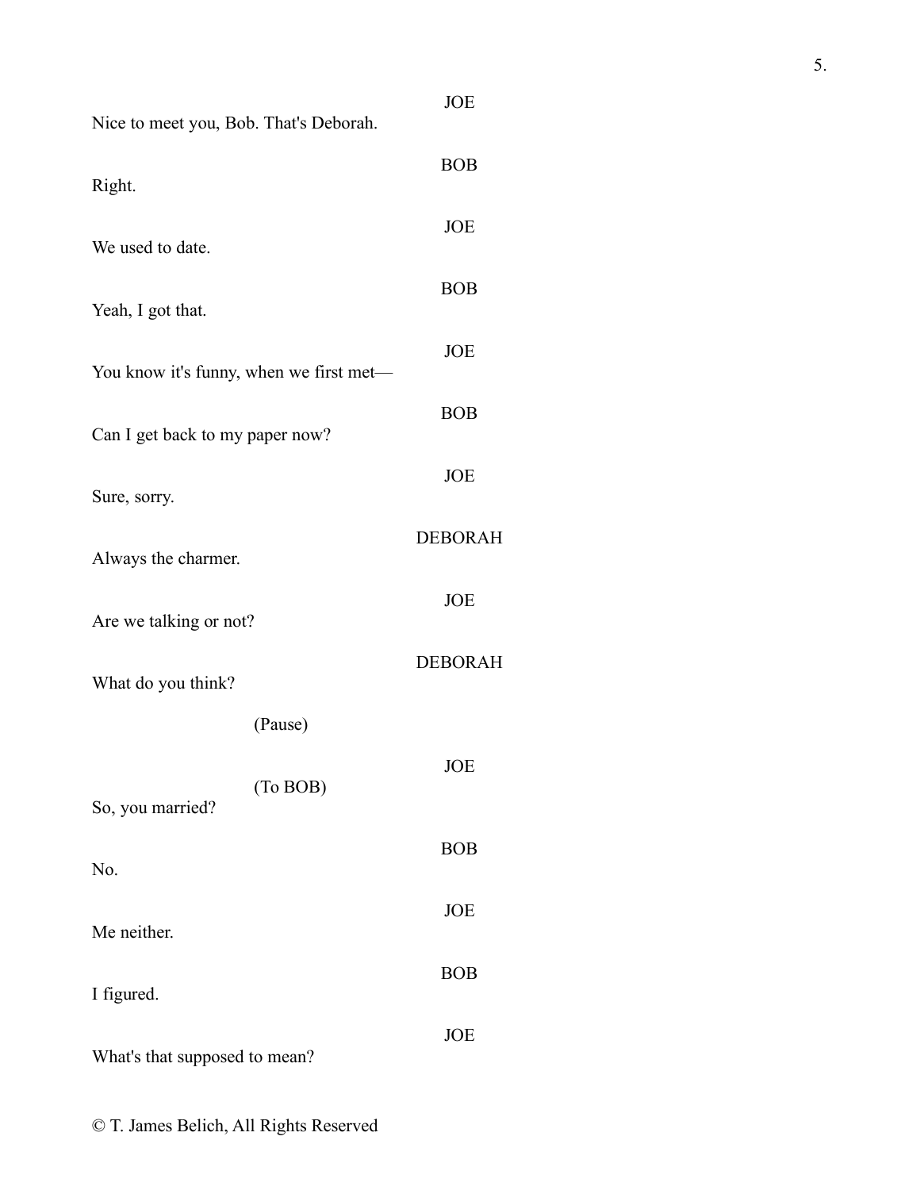JOE

Nice to meet you, Bob. That's Deborah.

BOB

Right.

JOE

We used to date.

BOB

Yeah, I got that.

JOE

You know it's funny, when we first met—

BOB

Can I get back to my paper now?

JOE

Sure, sorry.

DEBORAH

Always the charmer.

JOE

Are we talking or not?

DEBORAH

What do you think?

(Pause)

JOE

(To BOB)

So, you married?

BOB

No.

JOE

Me neither.

BOB

I figured.

JOE

What's that supposed to mean?

© T. James Belich, All Rights Reserved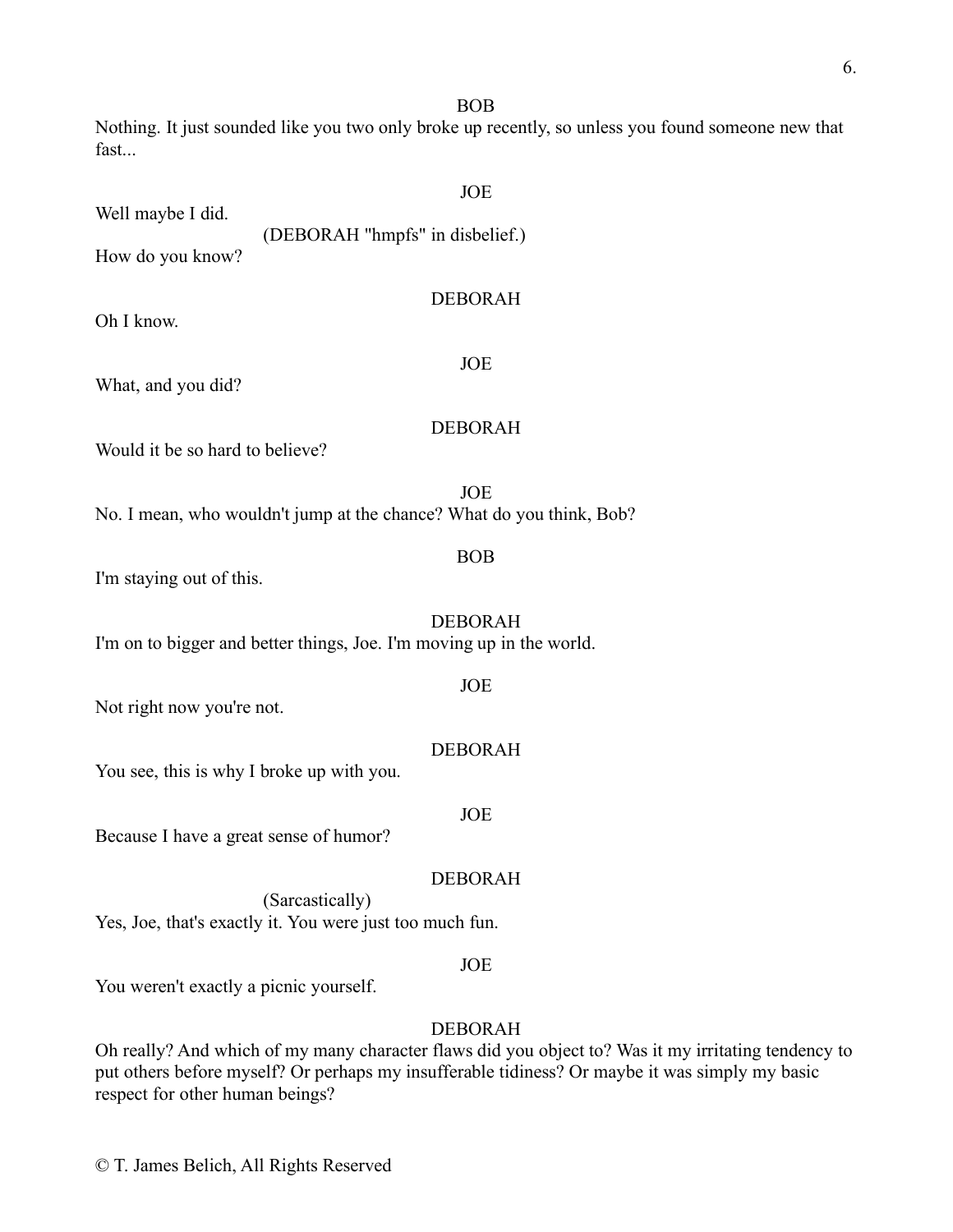BOB

Nothing. It just sounded like you two only broke up recently, so unless you found someone new that fast...

JOE

Well maybe I did.

(DEBORAH "hmpfs" in disbelief.)

How do you know?

DEBORAH

Oh I know.

JOE

What, and you did?

DEBORAH

Would it be so hard to believe?

JOE

No. I mean, who wouldn't jump at the chance? What do you think, Bob?

BOB

I'm staying out of this.

DEBORAH

I'm on to bigger and better things, Joe. I'm moving up in the world.

JOE

Not right now you're not.

DEBORAH

You see, this is why I broke up with you.

JOE

Because I have a great sense of humor?

DEBORAH

(Sarcastically)

Yes, Joe, that's exactly it. You were just too much fun.

JOE

You weren't exactly a picnic yourself.

DEBORAH

Oh really? And which of my many character flaws did you object to? Was it my irritating tendency to put others before myself? Or perhaps my insufferable tidiness? Or maybe it was simply my basic respect for other human beings?

© T. James Belich, All Rights Reserved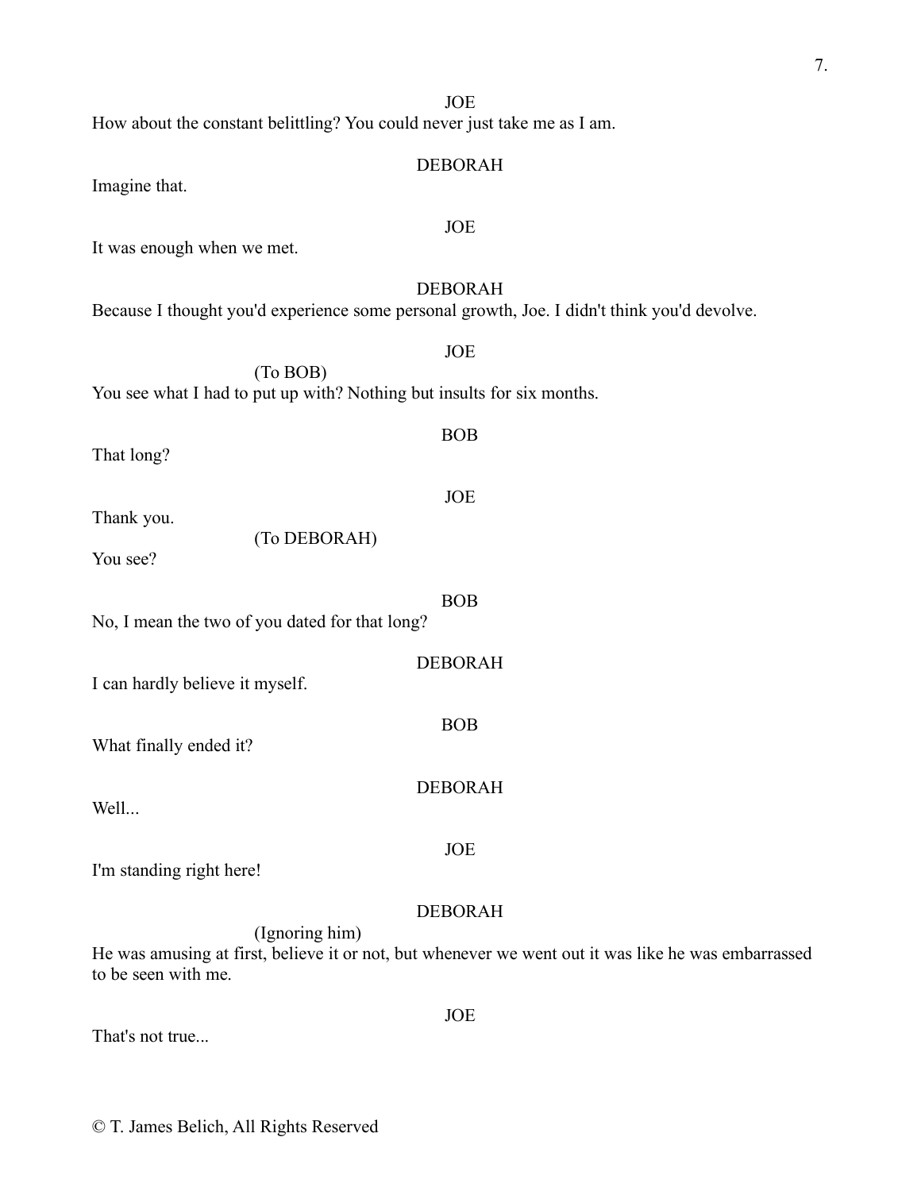JOE

How about the constant belittling? You could never just take me as I am.

DEBORAH

Imagine that.

JOE

It was enough when we met.

DEBORAH

Because I thought you'd experience some personal growth, Joe. I didn't think you'd devolve.

JOE

(To BOB)

You see what I had to put up with? Nothing but insults for six months.

BOB

That long?

JOE

Thank you.

(To DEBORAH)

You see?

BOB

No, I mean the two of you dated for that long?

DEBORAH

I can hardly believe it myself.

BOB

What finally ended it?

DEBORAH

Well...

JOE

I'm standing right here!

DEBORAH

(Ignoring him)

He was amusing at first, believe it or not, but whenever we went out it was like he was embarrassed to be seen with me.

JOE

That's not true...

© T. James Belich, All Rights Reserved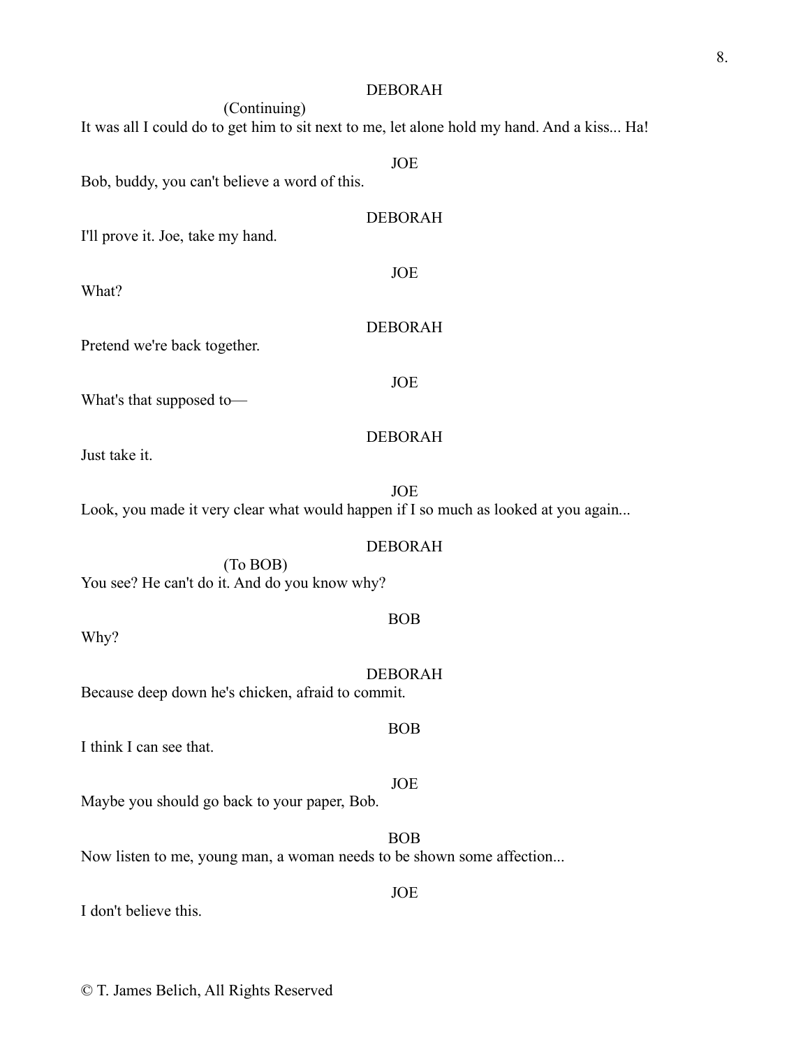DEBORAH

(Continuing)

It was all I could do to get him to sit next to me, let alone hold my hand. And a kiss... Ha!

JOE

Bob, buddy, you can't believe a word of this.

DEBORAH

I'll prove it. Joe, take my hand.

JOE

What?

DEBORAH

Pretend we're back together.

JOE

What's that supposed to—

DEBORAH

Just take it.

JOE

Look, you made it very clear what would happen if I so much as looked at you again...

DEBORAH

(To BOB)

You see? He can't do it. And do you know why?

BOB

Why?

DEBORAH

Because deep down he's chicken, afraid to commit.

BOB

I think I can see that.

JOE

Maybe you should go back to your paper, Bob.

BOB

Now listen to me, young man, a woman needs to be shown some affection...

JOE

I don't believe this.

© T. James Belich, All Rights Reserved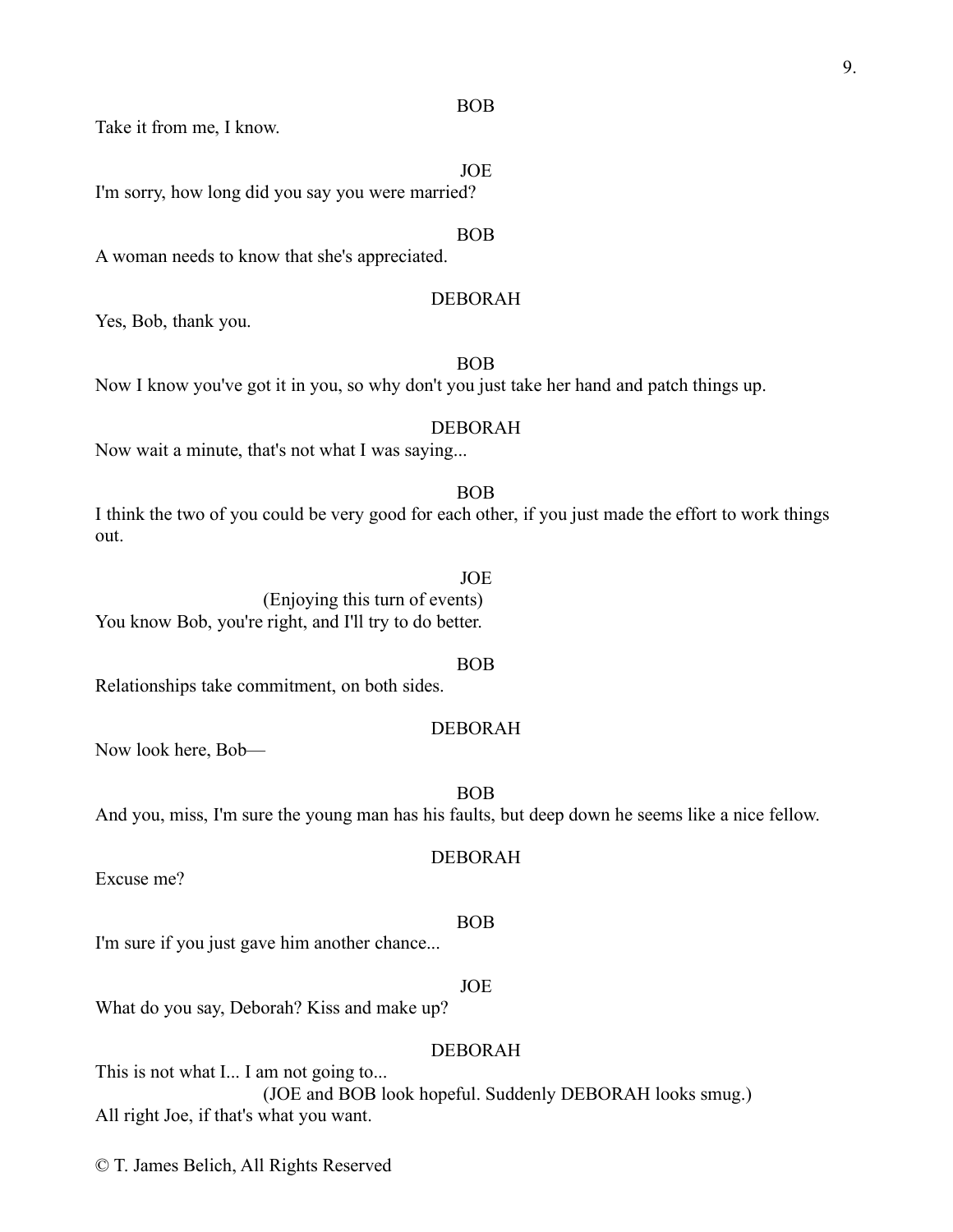BOB

Take it from me, I know.

JOE

I'm sorry, how long did you say you were married?

BOB

A woman needs to know that she's appreciated.

DEBORAH

Yes, Bob, thank you.

BOB

Now I know you've got it in you, so why don't you just take her hand and patch things up.

DEBORAH

Now wait a minute, that's not what I was saying...

BOB

I think the two of you could be very good for each other, if you just made the effort to work things out.

JOE

(Enjoying this turn of events)

You know Bob, you're right, and I'll try to do better.

BOB

Relationships take commitment, on both sides.

DEBORAH

Now look here, Bob—

BOB

And you, miss, I'm sure the young man has his faults, but deep down he seems like a nice fellow.

DEBORAH

Excuse me?

BOB

I'm sure if you just gave him another chance...

JOE

What do you say, Deborah? Kiss and make up?

DEBORAH

This is not what I... I am not going to...

(JOE and BOB look hopeful. Suddenly DEBORAH looks smug.)

All right Joe, if that's what you want.

© T. James Belich, All Rights Reserved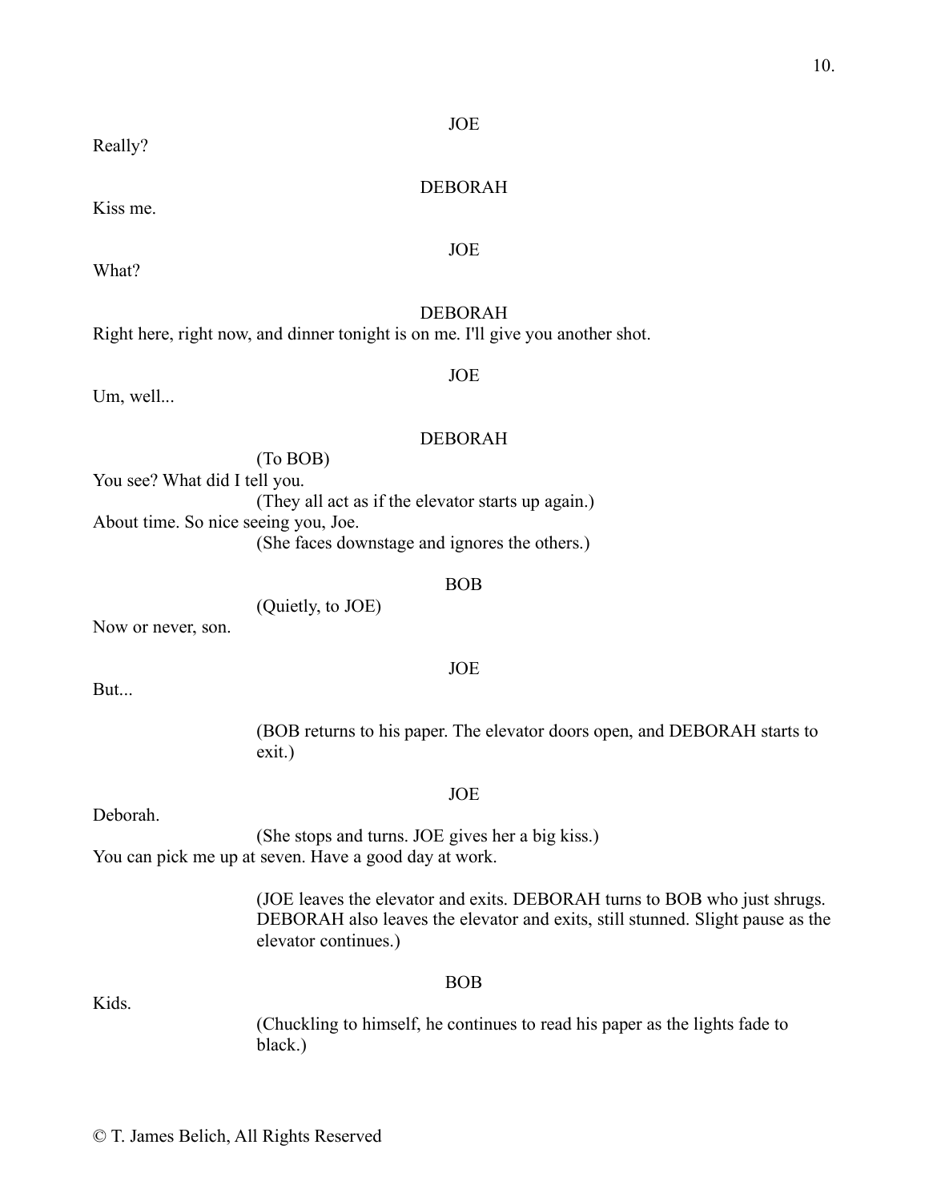JOE

Really?

DEBORAH

Kiss me.

JOE

What?

DEBORAH

Right here, right now, and dinner tonight is on me. I'll give you another shot.

JOE

Um, well...

DEBORAH

(To BOB)

You see? What did I tell you.

(They all act as if the elevator starts up again.)

About time. So nice seeing you, Joe.

(She faces downstage and ignores the others.)

BOB

(Quietly, to JOE)

Now or never, son.

JOE

But...

(BOB returns to his paper. The elevator doors open, and DEBORAH starts to exit.)

JOE

Deborah.

(She stops and turns. JOE gives her a big kiss.)

You can pick me up at seven. Have a good day at work.

(JOE leaves the elevator and exits. DEBORAH turns to BOB who just shrugs. DEBORAH also leaves the elevator and exits, still stunned. Slight pause as the elevator continues.)

BOB

Kids.

(Chuckling to himself, he continues to read his paper as the lights fade to black.)

© T. James Belich, All Rights Reserved